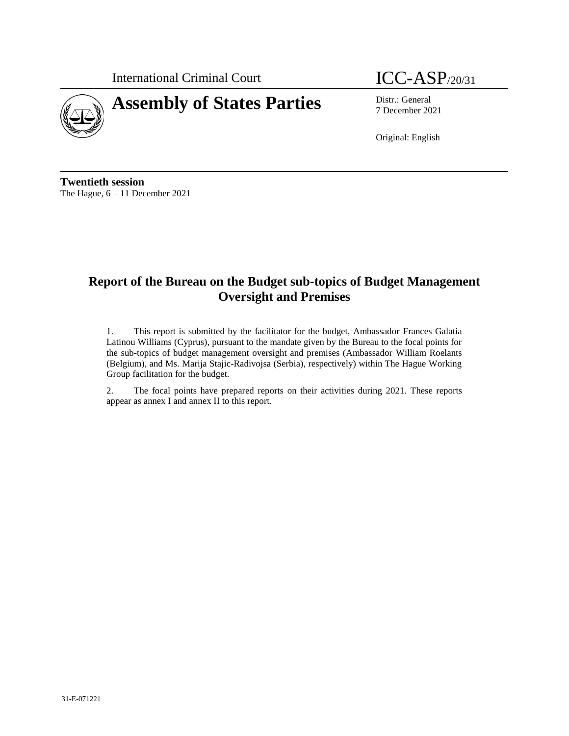International Criminal Court

# Assembly of States Parties

ICC-ASP/20/31

Distr.: General
7 December 2021

Original: English

**Twentieth session**
The Hague, 6 – 11 December 2021

## Report of the Bureau on the Budget sub-topics of Budget Management Oversight and Premises

1. This report is submitted by the facilitator for the budget, Ambassador Frances Galatia Latinou Williams (Cyprus), pursuant to the mandate given by the Bureau to the focal points for the sub-topics of budget management oversight and premises (Ambassador William Roelants (Belgium), and Ms. Marija Stajic-Radivojsa (Serbia), respectively) within The Hague Working Group facilitation for the budget.

2. The focal points have prepared reports on their activities during 2021. These reports appear as annex I and annex II to this report.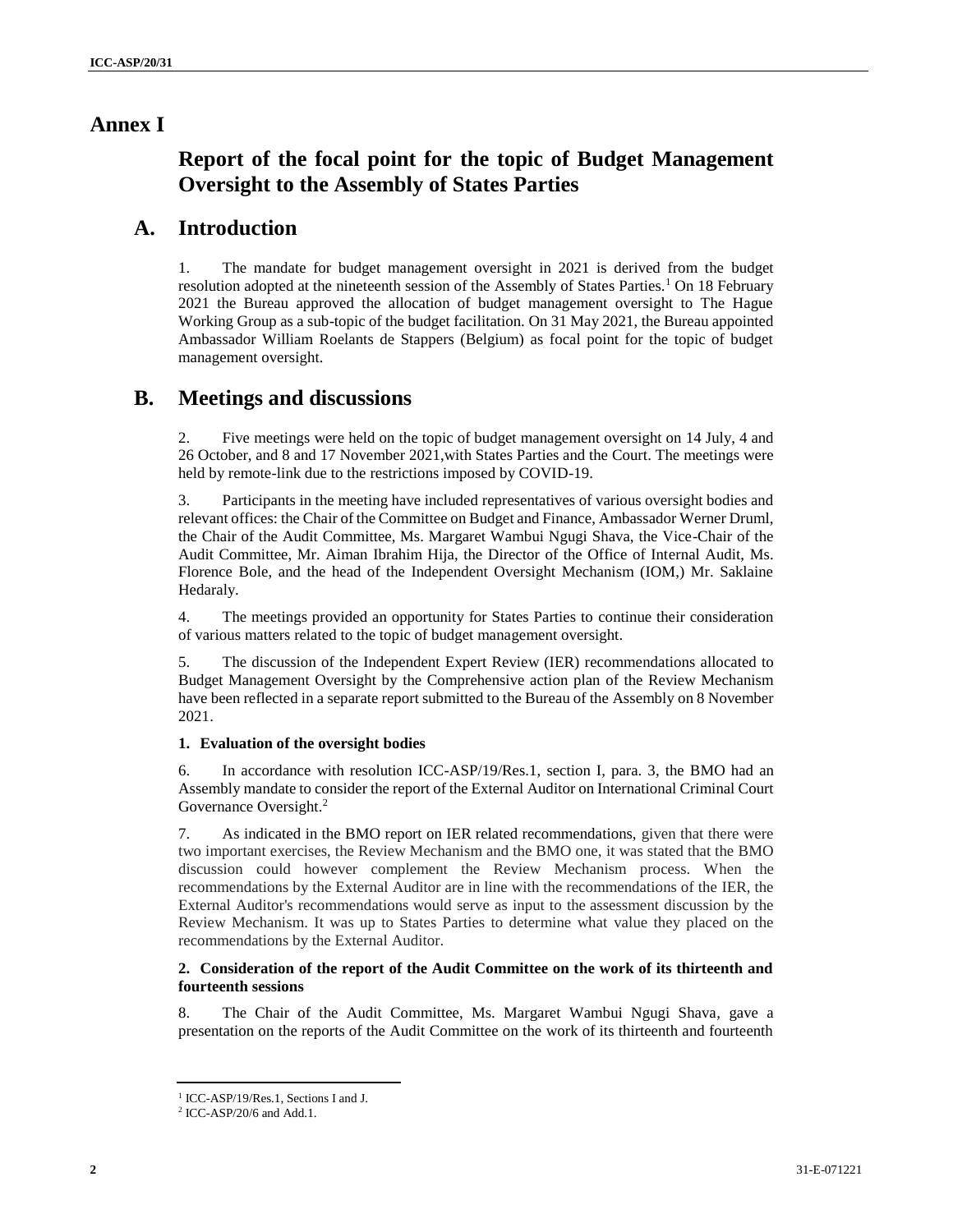# Annex I

## Report of the focal point for the topic of Budget Management Oversight to the Assembly of States Parties

## A. Introduction

1. The mandate for budget management oversight in 2021 is derived from the budget resolution adopted at the nineteenth session of the Assembly of States Parties.[1] On 18 February 2021 the Bureau approved the allocation of budget management oversight to The Hague Working Group as a sub-topic of the budget facilitation. On 31 May 2021, the Bureau appointed Ambassador William Roelants de Stappers (Belgium) as focal point for the topic of budget management oversight.

## B. Meetings and discussions

2. Five meetings were held on the topic of budget management oversight on 14 July, 4 and 26 October, and 8 and 17 November 2021,with States Parties and the Court. The meetings were held by remote-link due to the restrictions imposed by COVID-19.

3. Participants in the meeting have included representatives of various oversight bodies and relevant offices: the Chair of the Committee on Budget and Finance, Ambassador Werner Druml, the Chair of the Audit Committee, Ms. Margaret Wambui Ngugi Shava, the Vice-Chair of the Audit Committee, Mr. Aiman Ibrahim Hija, the Director of the Office of Internal Audit, Ms. Florence Bole, and the head of the Independent Oversight Mechanism (IOM,) Mr. Saklaine Hedaraly.

4. The meetings provided an opportunity for States Parties to continue their consideration of various matters related to the topic of budget management oversight.

5. The discussion of the Independent Expert Review (IER) recommendations allocated to Budget Management Oversight by the Comprehensive action plan of the Review Mechanism have been reflected in a separate report submitted to the Bureau of the Assembly on 8 November 2021.

### 1. Evaluation of the oversight bodies

6. In accordance with resolution ICC-ASP/19/Res.1, section I, para. 3, the BMO had an Assembly mandate to consider the report of the External Auditor on International Criminal Court Governance Oversight.[2]

7. As indicated in the BMO report on IER related recommendations, given that there were two important exercises, the Review Mechanism and the BMO one, it was stated that the BMO discussion could however complement the Review Mechanism process. When the recommendations by the External Auditor are in line with the recommendations of the IER, the External Auditor's recommendations would serve as input to the assessment discussion by the Review Mechanism. It was up to States Parties to determine what value they placed on the recommendations by the External Auditor.

### 2. Consideration of the report of the Audit Committee on the work of its thirteenth and fourteenth sessions

8. The Chair of the Audit Committee, Ms. Margaret Wambui Ngugi Shava, gave a presentation on the reports of the Audit Committee on the work of its thirteenth and fourteenth

---

[1] ICC-ASP/19/Res.1, Sections I and J.

[2] ICC-ASP/20/6 and Add.1.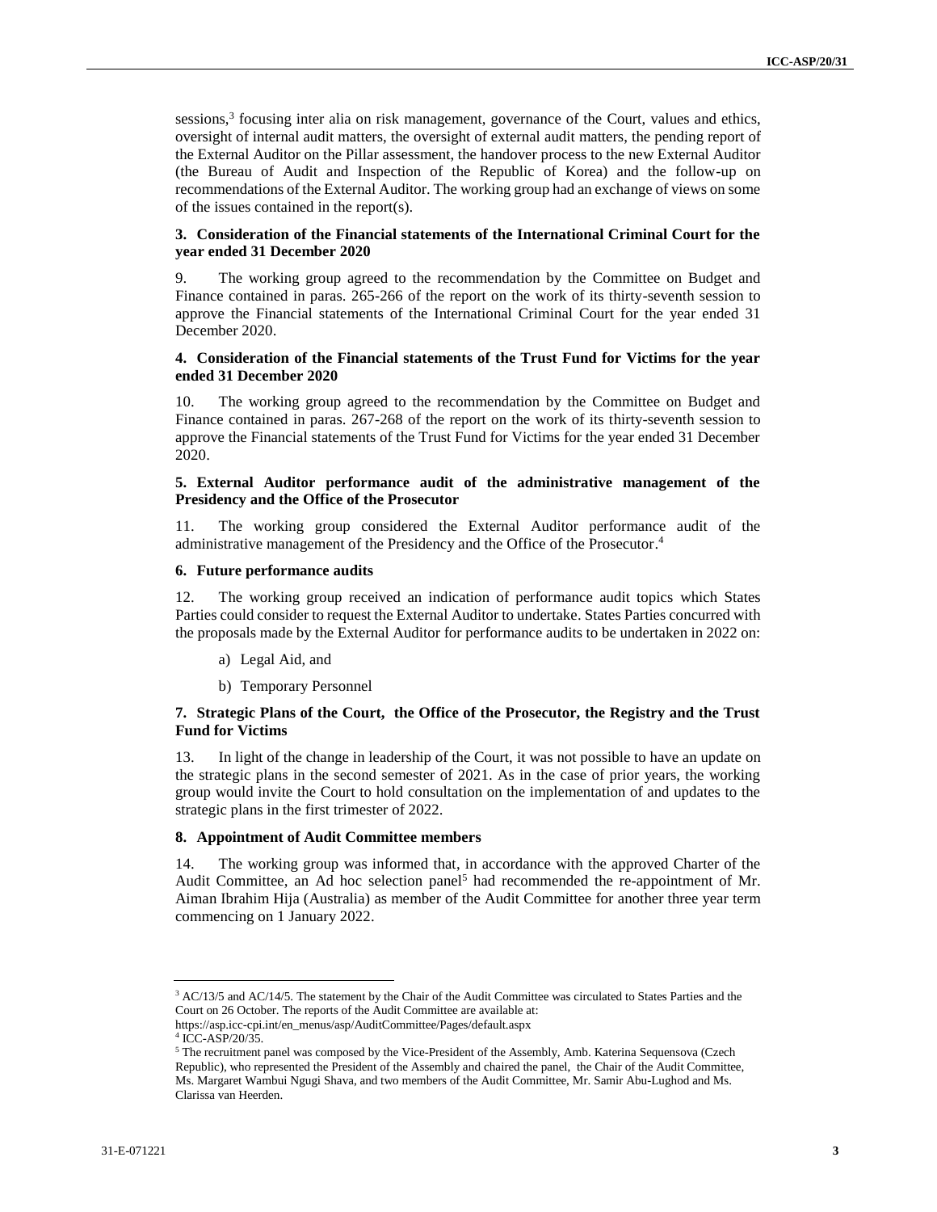sessions,[3] focusing inter alia on risk management, governance of the Court, values and ethics, oversight of internal audit matters, the oversight of external audit matters, the pending report of the External Auditor on the Pillar assessment, the handover process to the new External Auditor (the Bureau of Audit and Inspection of the Republic of Korea) and the follow-up on recommendations of the External Auditor. The working group had an exchange of views on some of the issues contained in the report(s).

### 3. Consideration of the Financial statements of the International Criminal Court for the year ended 31 December 2020

9. The working group agreed to the recommendation by the Committee on Budget and Finance contained in paras. 265-266 of the report on the work of its thirty-seventh session to approve the Financial statements of the International Criminal Court for the year ended 31 December 2020.

### 4. Consideration of the Financial statements of the Trust Fund for Victims for the year ended 31 December 2020

10. The working group agreed to the recommendation by the Committee on Budget and Finance contained in paras. 267-268 of the report on the work of its thirty-seventh session to approve the Financial statements of the Trust Fund for Victims for the year ended 31 December 2020.

### 5. External Auditor performance audit of the administrative management of the Presidency and the Office of the Prosecutor

11. The working group considered the External Auditor performance audit of the administrative management of the Presidency and the Office of the Prosecutor.[4]

### 6. Future performance audits

12. The working group received an indication of performance audit topics which States Parties could consider to request the External Auditor to undertake. States Parties concurred with the proposals made by the External Auditor for performance audits to be undertaken in 2022 on:

a) Legal Aid, and

b) Temporary Personnel

### 7. Strategic Plans of the Court, the Office of the Prosecutor, the Registry and the Trust Fund for Victims

13. In light of the change in leadership of the Court, it was not possible to have an update on the strategic plans in the second semester of 2021. As in the case of prior years, the working group would invite the Court to hold consultation on the implementation of and updates to the strategic plans in the first trimester of 2022.

### 8. Appointment of Audit Committee members

14. The working group was informed that, in accordance with the approved Charter of the Audit Committee, an Ad hoc selection panel[5] had recommended the re-appointment of Mr. Aiman Ibrahim Hija (Australia) as member of the Audit Committee for another three year term commencing on 1 January 2022.

---

[3] AC/13/5 and AC/14/5. The statement by the Chair of the Audit Committee was circulated to States Parties and the Court on 26 October. The reports of the Audit Committee are available at: https://asp.icc-cpi.int/en_menus/asp/AuditCommittee/Pages/default.aspx

[4] ICC-ASP/20/35.

[5] The recruitment panel was composed by the Vice-President of the Assembly, Amb. Katerina Sequensova (Czech Republic), who represented the President of the Assembly and chaired the panel, the Chair of the Audit Committee, Ms. Margaret Wambui Ngugi Shava, and two members of the Audit Committee, Mr. Samir Abu-Lughod and Ms. Clarissa van Heerden.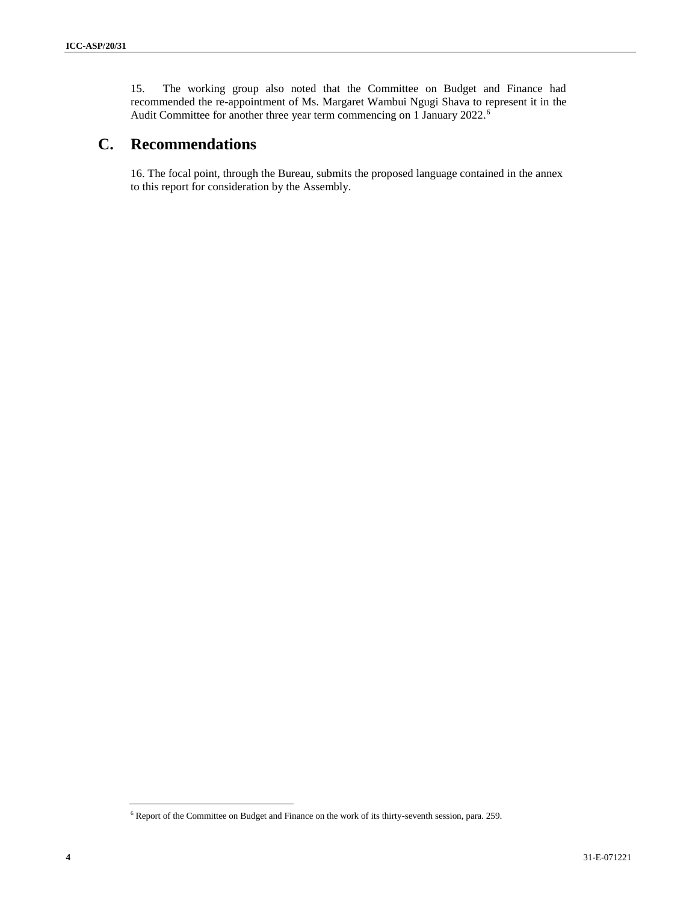15. The working group also noted that the Committee on Budget and Finance had recommended the re-appointment of Ms. Margaret Wambui Ngugi Shava to represent it in the Audit Committee for another three year term commencing on 1 January 2022.[6]

## C. Recommendations

16. The focal point, through the Bureau, submits the proposed language contained in the annex to this report for consideration by the Assembly.

---

[6] Report of the Committee on Budget and Finance on the work of its thirty-seventh session, para. 259.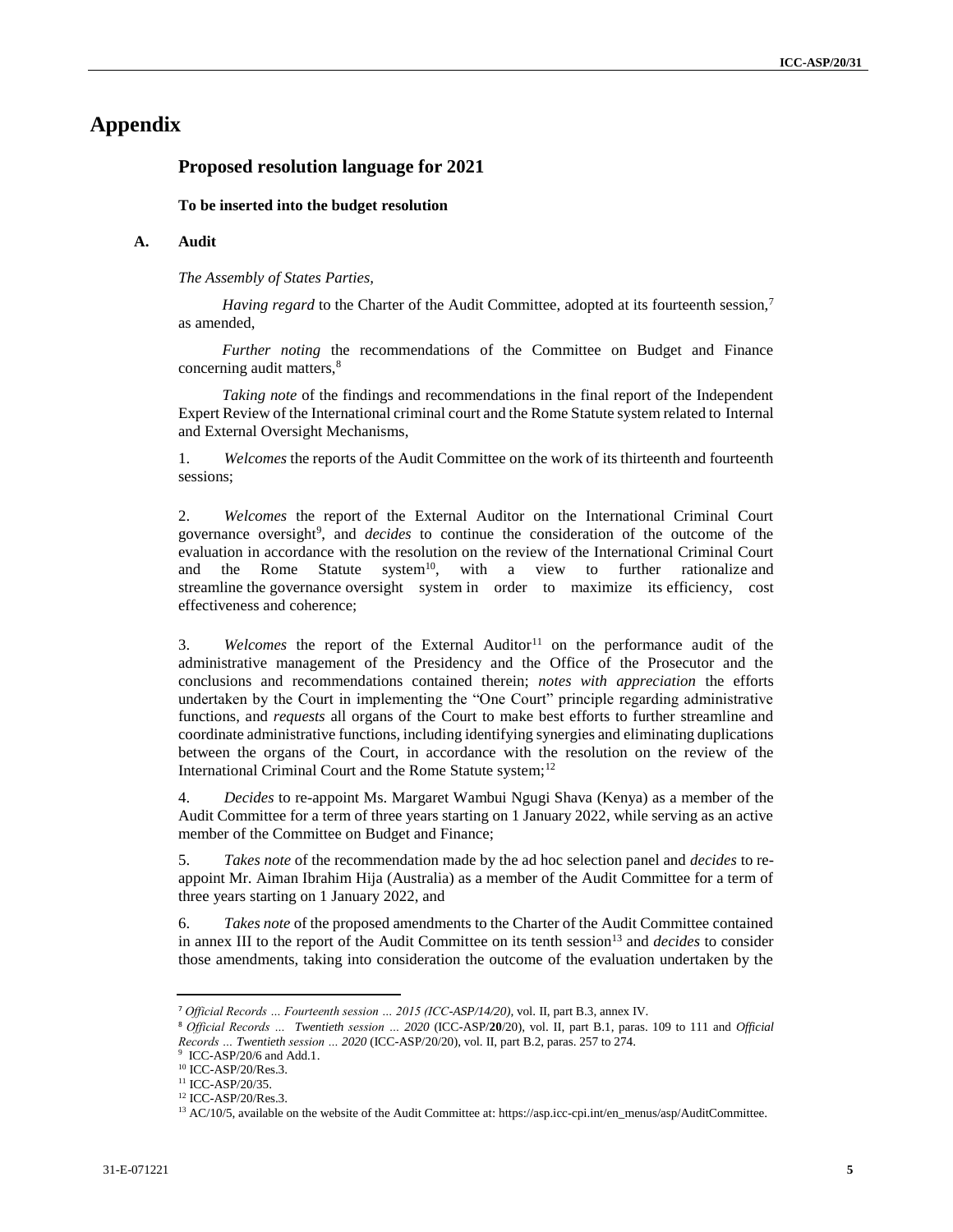# Appendix

## Proposed resolution language for 2021

**To be inserted into the budget resolution**

### A. Audit

*The Assembly of States Parties,*

*Having regard* to the Charter of the Audit Committee, adopted at its fourteenth session,[7] as amended,

*Further noting* the recommendations of the Committee on Budget and Finance concerning audit matters,[8]

*Taking note* of the findings and recommendations in the final report of the Independent Expert Review of the International criminal court and the Rome Statute system related to Internal and External Oversight Mechanisms,

1. *Welcomes* the reports of the Audit Committee on the work of its thirteenth and fourteenth sessions;

2. *Welcomes* the report of the External Auditor on the International Criminal Court governance oversight[9], and *decides* to continue the consideration of the outcome of the evaluation in accordance with the resolution on the review of the International Criminal Court and the Rome Statute system[10], with a view to further rationalize and streamline the governance oversight system in order to maximize its efficiency, cost effectiveness and coherence;

3. *Welcomes* the report of the External Auditor[11] on the performance audit of the administrative management of the Presidency and the Office of the Prosecutor and the conclusions and recommendations contained therein; *notes with appreciation* the efforts undertaken by the Court in implementing the "One Court" principle regarding administrative functions, and *requests* all organs of the Court to make best efforts to further streamline and coordinate administrative functions, including identifying synergies and eliminating duplications between the organs of the Court, in accordance with the resolution on the review of the International Criminal Court and the Rome Statute system;[12]

4. *Decides* to re-appoint Ms. Margaret Wambui Ngugi Shava (Kenya) as a member of the Audit Committee for a term of three years starting on 1 January 2022, while serving as an active member of the Committee on Budget and Finance;

5. *Takes note* of the recommendation made by the ad hoc selection panel and *decides* to re-appoint Mr. Aiman Ibrahim Hija (Australia) as a member of the Audit Committee for a term of three years starting on 1 January 2022, and

6. *Takes note* of the proposed amendments to the Charter of the Audit Committee contained in annex III to the report of the Audit Committee on its tenth session[13] and *decides* to consider those amendments, taking into consideration the outcome of the evaluation undertaken by the

---

[7] *Official Records … Fourteenth session … 2015 (ICC-ASP/14/20)*, vol. II, part B.3, annex IV.

[8] *Official Records … Twentieth session … 2020* (ICC-ASP/**20**/20), vol. II, part B.1, paras. 109 to 111 and *Official Records … Twentieth session … 2020* (ICC-ASP/20/20), vol. II, part B.2, paras. 257 to 274.

[9] ICC-ASP/20/6 and Add.1.

[10] ICC-ASP/20/Res.3.

[11] ICC-ASP/20/35.

[12] ICC-ASP/20/Res.3.

[13] AC/10/5, available on the website of the Audit Committee at: https://asp.icc-cpi.int/en_menus/asp/AuditCommittee.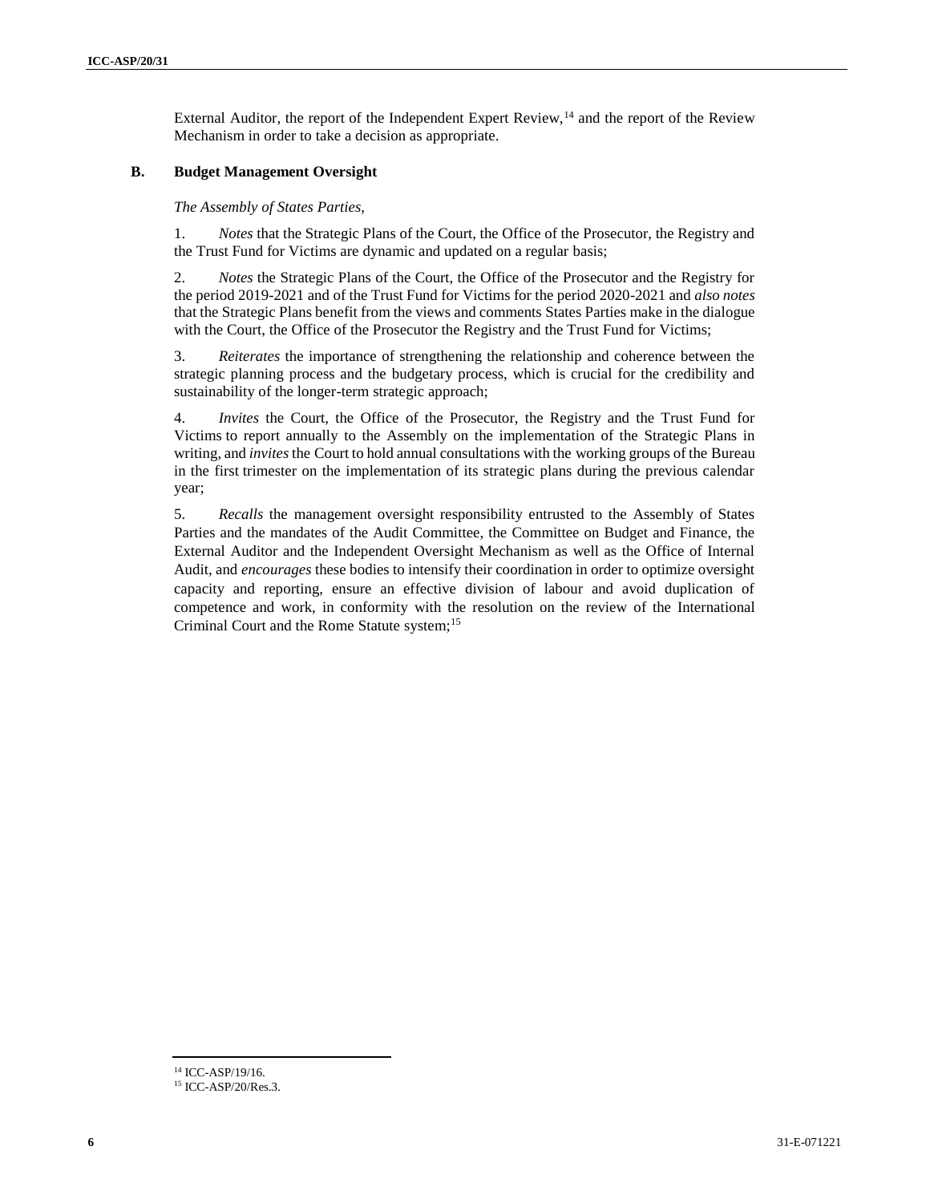External Auditor, the report of the Independent Expert Review,[14] and the report of the Review Mechanism in order to take a decision as appropriate.

## B. Budget Management Oversight

*The Assembly of States Parties,*

1. *Notes* that the Strategic Plans of the Court, the Office of the Prosecutor, the Registry and the Trust Fund for Victims are dynamic and updated on a regular basis;

2. *Notes* the Strategic Plans of the Court, the Office of the Prosecutor and the Registry for the period 2019-2021 and of the Trust Fund for Victims for the period 2020-2021 and *also notes* that the Strategic Plans benefit from the views and comments States Parties make in the dialogue with the Court, the Office of the Prosecutor the Registry and the Trust Fund for Victims;

3. *Reiterates* the importance of strengthening the relationship and coherence between the strategic planning process and the budgetary process, which is crucial for the credibility and sustainability of the longer-term strategic approach;

4. *Invites* the Court, the Office of the Prosecutor, the Registry and the Trust Fund for Victims to report annually to the Assembly on the implementation of the Strategic Plans in writing, and *invites* the Court to hold annual consultations with the working groups of the Bureau in the first trimester on the implementation of its strategic plans during the previous calendar year;

5. *Recalls* the management oversight responsibility entrusted to the Assembly of States Parties and the mandates of the Audit Committee, the Committee on Budget and Finance, the External Auditor and the Independent Oversight Mechanism as well as the Office of Internal Audit, and *encourages* these bodies to intensify their coordination in order to optimize oversight capacity and reporting, ensure an effective division of labour and avoid duplication of competence and work, in conformity with the resolution on the review of the International Criminal Court and the Rome Statute system;[15]

---

[14] ICC-ASP/19/16.

[15] ICC-ASP/20/Res.3.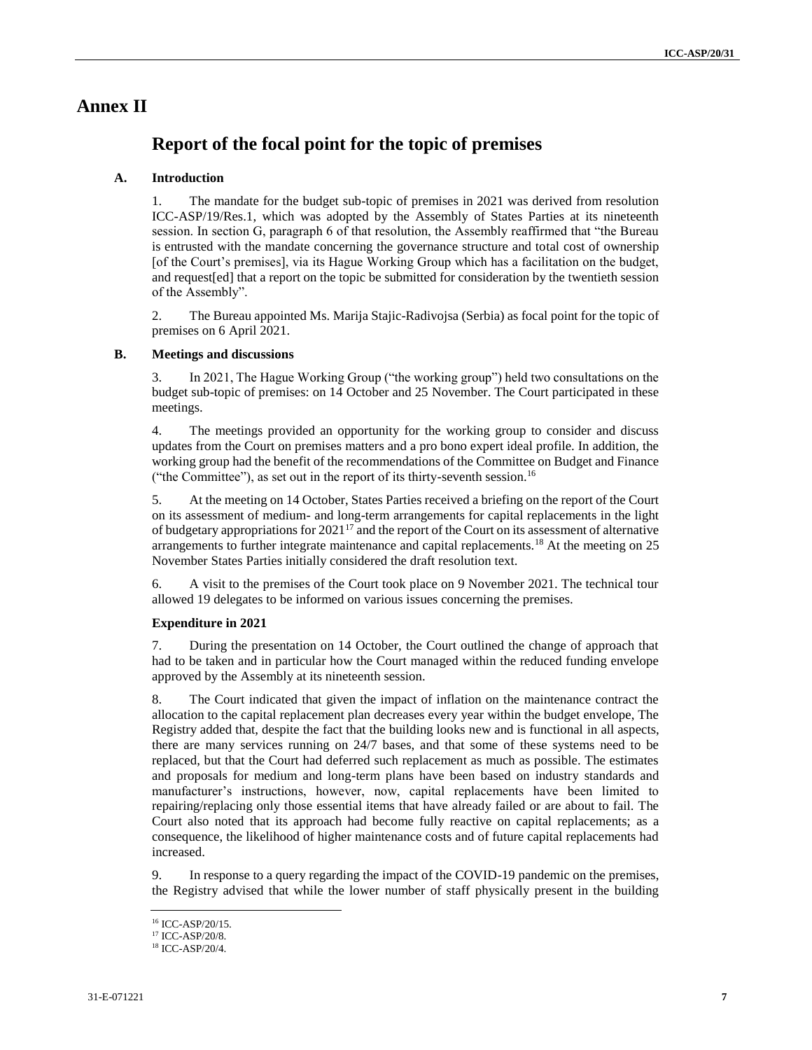# Annex II

## Report of the focal point for the topic of premises

### A. Introduction

1. The mandate for the budget sub-topic of premises in 2021 was derived from resolution ICC-ASP/19/Res.1, which was adopted by the Assembly of States Parties at its nineteenth session. In section G, paragraph 6 of that resolution, the Assembly reaffirmed that "the Bureau is entrusted with the mandate concerning the governance structure and total cost of ownership [of the Court's premises], via its Hague Working Group which has a facilitation on the budget, and request[ed] that a report on the topic be submitted for consideration by the twentieth session of the Assembly".

2. The Bureau appointed Ms. Marija Stajic-Radivojsa (Serbia) as focal point for the topic of premises on 6 April 2021.

### B. Meetings and discussions

3. In 2021, The Hague Working Group ("the working group") held two consultations on the budget sub-topic of premises: on 14 October and 25 November. The Court participated in these meetings.

4. The meetings provided an opportunity for the working group to consider and discuss updates from the Court on premises matters and a pro bono expert ideal profile. In addition, the working group had the benefit of the recommendations of the Committee on Budget and Finance ("the Committee"), as set out in the report of its thirty-seventh session.[16]

5. At the meeting on 14 October, States Parties received a briefing on the report of the Court on its assessment of medium- and long-term arrangements for capital replacements in the light of budgetary appropriations for 2021[17] and the report of the Court on its assessment of alternative arrangements to further integrate maintenance and capital replacements.[18] At the meeting on 25 November States Parties initially considered the draft resolution text.

6. A visit to the premises of the Court took place on 9 November 2021. The technical tour allowed 19 delegates to be informed on various issues concerning the premises.

#### Expenditure in 2021

7. During the presentation on 14 October, the Court outlined the change of approach that had to be taken and in particular how the Court managed within the reduced funding envelope approved by the Assembly at its nineteenth session.

8. The Court indicated that given the impact of inflation on the maintenance contract the allocation to the capital replacement plan decreases every year within the budget envelope, The Registry added that, despite the fact that the building looks new and is functional in all aspects, there are many services running on 24/7 bases, and that some of these systems need to be replaced, but that the Court had deferred such replacement as much as possible. The estimates and proposals for medium and long-term plans have been based on industry standards and manufacturer's instructions, however, now, capital replacements have been limited to repairing/replacing only those essential items that have already failed or are about to fail. The Court also noted that its approach had become fully reactive on capital replacements; as a consequence, the likelihood of higher maintenance costs and of future capital replacements had increased.

9. In response to a query regarding the impact of the COVID-19 pandemic on the premises, the Registry advised that while the lower number of staff physically present in the building

---

[16] ICC-ASP/20/15.

[17] ICC-ASP/20/8.

[18] ICC-ASP/20/4.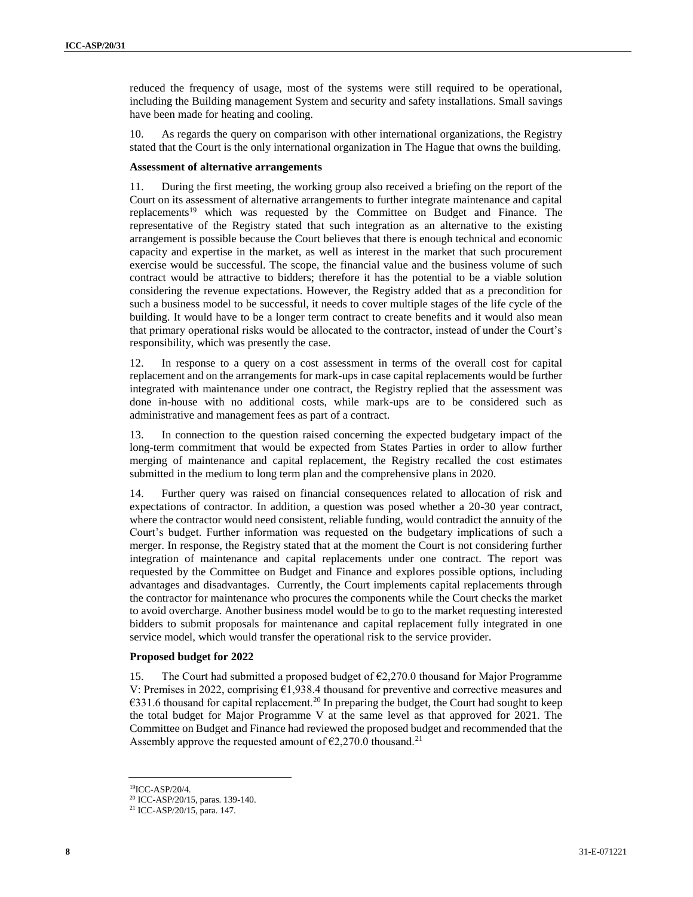reduced the frequency of usage, most of the systems were still required to be operational, including the Building management System and security and safety installations. Small savings have been made for heating and cooling.

10. As regards the query on comparison with other international organizations, the Registry stated that the Court is the only international organization in The Hague that owns the building.

**Assessment of alternative arrangements**

11. During the first meeting, the working group also received a briefing on the report of the Court on its assessment of alternative arrangements to further integrate maintenance and capital replacements[19] which was requested by the Committee on Budget and Finance. The representative of the Registry stated that such integration as an alternative to the existing arrangement is possible because the Court believes that there is enough technical and economic capacity and expertise in the market, as well as interest in the market that such procurement exercise would be successful. The scope, the financial value and the business volume of such contract would be attractive to bidders; therefore it has the potential to be a viable solution considering the revenue expectations. However, the Registry added that as a precondition for such a business model to be successful, it needs to cover multiple stages of the life cycle of the building. It would have to be a longer term contract to create benefits and it would also mean that primary operational risks would be allocated to the contractor, instead of under the Court's responsibility, which was presently the case.

12. In response to a query on a cost assessment in terms of the overall cost for capital replacement and on the arrangements for mark-ups in case capital replacements would be further integrated with maintenance under one contract, the Registry replied that the assessment was done in-house with no additional costs, while mark-ups are to be considered such as administrative and management fees as part of a contract.

13. In connection to the question raised concerning the expected budgetary impact of the long-term commitment that would be expected from States Parties in order to allow further merging of maintenance and capital replacement, the Registry recalled the cost estimates submitted in the medium to long term plan and the comprehensive plans in 2020.

14. Further query was raised on financial consequences related to allocation of risk and expectations of contractor. In addition, a question was posed whether a 20-30 year contract, where the contractor would need consistent, reliable funding, would contradict the annuity of the Court's budget. Further information was requested on the budgetary implications of such a merger. In response, the Registry stated that at the moment the Court is not considering further integration of maintenance and capital replacements under one contract. The report was requested by the Committee on Budget and Finance and explores possible options, including advantages and disadvantages. Currently, the Court implements capital replacements through the contractor for maintenance who procures the components while the Court checks the market to avoid overcharge. Another business model would be to go to the market requesting interested bidders to submit proposals for maintenance and capital replacement fully integrated in one service model, which would transfer the operational risk to the service provider.

**Proposed budget for 2022**

15. The Court had submitted a proposed budget of €2,270.0 thousand for Major Programme V: Premises in 2022, comprising €1,938.4 thousand for preventive and corrective measures and €331.6 thousand for capital replacement.[20] In preparing the budget, the Court had sought to keep the total budget for Major Programme V at the same level as that approved for 2021. The Committee on Budget and Finance had reviewed the proposed budget and recommended that the Assembly approve the requested amount of €2,270.0 thousand.[21]

---

[19] ICC-ASP/20/4.

[20] ICC-ASP/20/15, paras. 139-140.

[21] ICC-ASP/20/15, para. 147.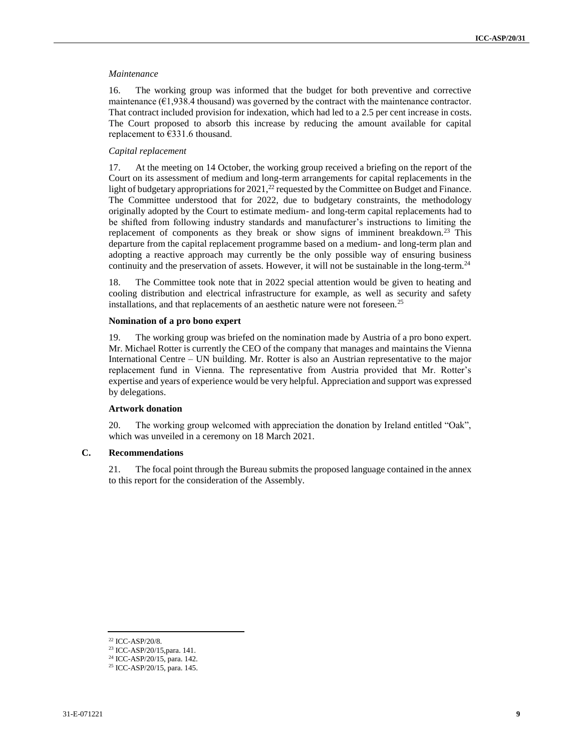*Maintenance*

16. The working group was informed that the budget for both preventive and corrective maintenance (€1,938.4 thousand) was governed by the contract with the maintenance contractor. That contract included provision for indexation, which had led to a 2.5 per cent increase in costs. The Court proposed to absorb this increase by reducing the amount available for capital replacement to €331.6 thousand.

*Capital replacement*

17. At the meeting on 14 October, the working group received a briefing on the report of the Court on its assessment of medium and long-term arrangements for capital replacements in the light of budgetary appropriations for 2021,[22] requested by the Committee on Budget and Finance. The Committee understood that for 2022, due to budgetary constraints, the methodology originally adopted by the Court to estimate medium- and long-term capital replacements had to be shifted from following industry standards and manufacturer's instructions to limiting the replacement of components as they break or show signs of imminent breakdown.[23] This departure from the capital replacement programme based on a medium- and long-term plan and adopting a reactive approach may currently be the only possible way of ensuring business continuity and the preservation of assets. However, it will not be sustainable in the long-term.[24]

18. The Committee took note that in 2022 special attention would be given to heating and cooling distribution and electrical infrastructure for example, as well as security and safety installations, and that replacements of an aesthetic nature were not foreseen.[25]

**Nomination of a pro bono expert**

19. The working group was briefed on the nomination made by Austria of a pro bono expert. Mr. Michael Rotter is currently the CEO of the company that manages and maintains the Vienna International Centre – UN building. Mr. Rotter is also an Austrian representative to the major replacement fund in Vienna. The representative from Austria provided that Mr. Rotter's expertise and years of experience would be very helpful. Appreciation and support was expressed by delegations.

**Artwork donation**

20. The working group welcomed with appreciation the donation by Ireland entitled "Oak", which was unveiled in a ceremony on 18 March 2021.

## C. Recommendations

21. The focal point through the Bureau submits the proposed language contained in the annex to this report for the consideration of the Assembly.

---

[22] ICC-ASP/20/8.

[23] ICC-ASP/20/15,para. 141.

[24] ICC-ASP/20/15, para. 142.

[25] ICC-ASP/20/15, para. 145.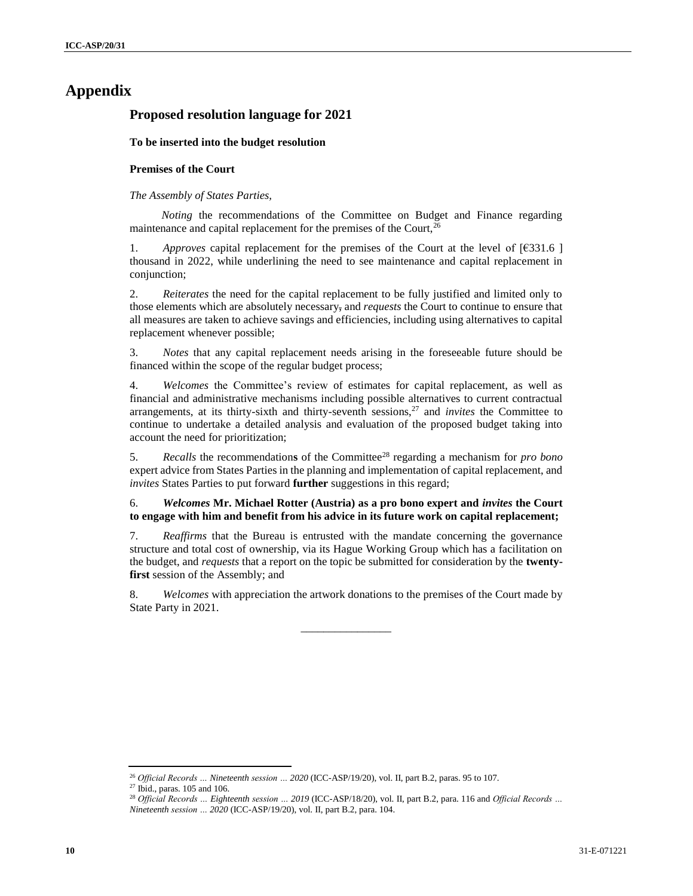# Appendix

## Proposed resolution language for 2021

### To be inserted into the budget resolution

### Premises of the Court

*The Assembly of States Parties,*

*Noting* the recommendations of the Committee on Budget and Finance regarding maintenance and capital replacement for the premises of the Court,[26]

1. *Approves* capital replacement for the premises of the Court at the level of [€331.6 ] thousand in 2022, while underlining the need to see maintenance and capital replacement in conjunction;

2. *Reiterates* the need for the capital replacement to be fully justified and limited only to those elements which are absolutely necessary, and *requests* the Court to continue to ensure that all measures are taken to achieve savings and efficiencies, including using alternatives to capital replacement whenever possible;

3. *Notes* that any capital replacement needs arising in the foreseeable future should be financed within the scope of the regular budget process;

4. *Welcomes* the Committee's review of estimates for capital replacement, as well as financial and administrative mechanisms including possible alternatives to current contractual arrangements, at its thirty-sixth and thirty-seventh sessions,[27] and *invites* the Committee to continue to undertake a detailed analysis and evaluation of the proposed budget taking into account the need for prioritization;

5. *Recalls* the recommendation**s** of the Committee[28] regarding a mechanism for *pro bono* expert advice from States Parties in the planning and implementation of capital replacement, and *invites* States Parties to put forward **further** suggestions in this regard;

6. ***Welcomes* Mr. Michael Rotter (Austria) as a pro bono expert and *invites* the Court to engage with him and benefit from his advice in its future work on capital replacement;**

7. *Reaffirms* that the Bureau is entrusted with the mandate concerning the governance structure and total cost of ownership, via its Hague Working Group which has a facilitation on the budget, and *requests* that a report on the topic be submitted for consideration by the **twenty-first** session of the Assembly; and

8. *Welcomes* with appreciation the artwork donations to the premises of the Court made by State Party in 2021.

---

[26] *Official Records … Nineteenth session … 2020* (ICC-ASP/19/20), vol. II, part B.2, paras. 95 to 107.

[27] Ibid., paras. 105 and 106.

[28] *Official Records … Eighteenth session … 2019* (ICC-ASP/18/20), vol. II, part B.2, para. 116 and *Official Records … Nineteenth session … 2020* (ICC-ASP/19/20), vol. II, part B.2, para. 104.